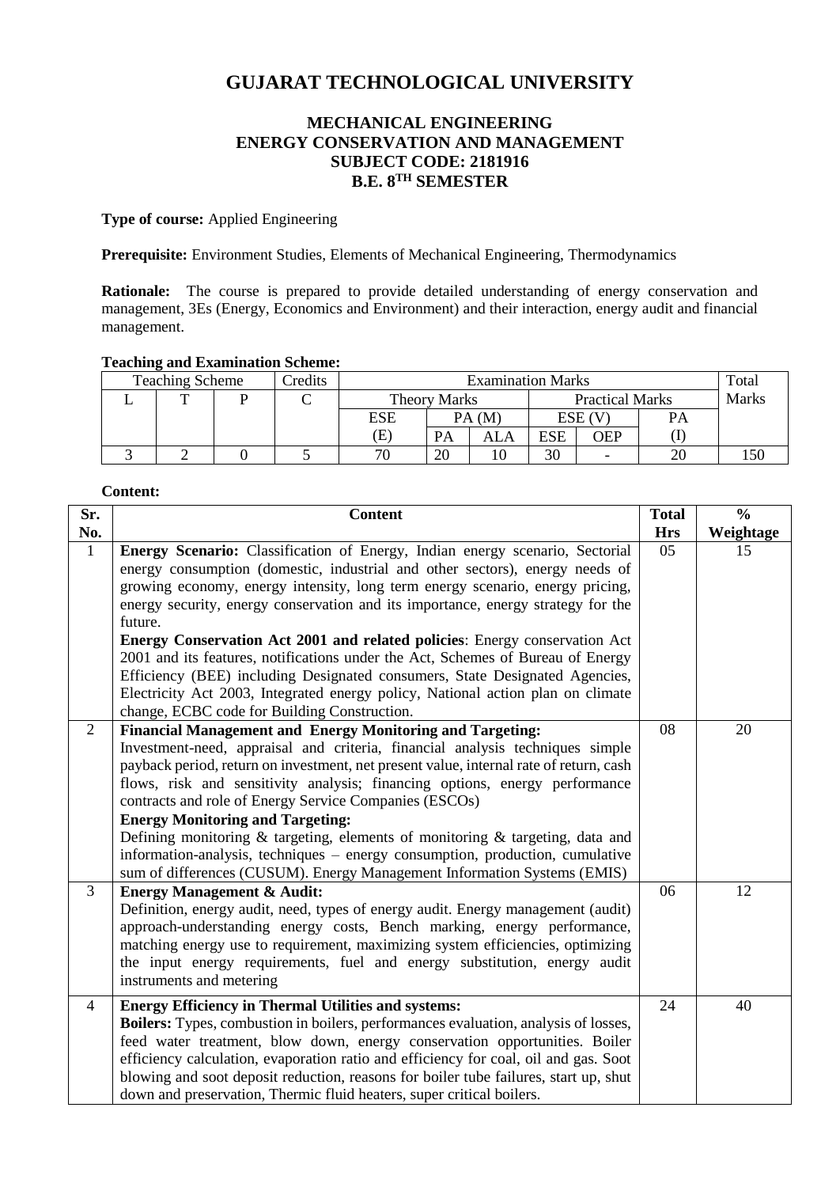# GUJARAT TECHNOLOGICAL UNIVERSITY

## MECHANICAL ENGINEERING
## ENERGY CONSERVATION AND MANAGEMENT
## SUBJECT CODE: 2181916
## B.E. 8TH SEMESTER

**Type of course:** Applied Engineering

**Prerequisite:** Environment Studies, Elements of Mechanical Engineering, Thermodynamics

**Rationale:** The course is prepared to provide detailed understanding of energy conservation and management, 3Es (Energy, Economics and Environment) and their interaction, energy audit and financial management.

**Teaching and Examination Scheme:**

| Teaching Scheme | | | Credits | Examination Marks | | | | | | Total Marks |
|---|---|---|---|---|---|---|---|---|---|---|
| L | T | P | C | Theory Marks | | | Practical Marks | | | |
| | | | | ESE (E) | PA (M) | | ESE (V) | | PA (I) | |
| | | | | | PA | ALA | ESE | OEP | | |
| 3 | 2 | 0 | 5 | 70 | 20 | 10 | 30 | - | 20 | 150 |

**Content:**

| Sr. No. | Content | Total Hrs | % Weightage |
|---|---|---|---|
| 1 | **Energy Scenario:** Classification of Energy, Indian energy scenario, Sectorial energy consumption (domestic, industrial and other sectors), energy needs of growing economy, energy intensity, long term energy scenario, energy pricing, energy security, energy conservation and its importance, energy strategy for the future.<br>**Energy Conservation Act 2001 and related policies**: Energy conservation Act 2001 and its features, notifications under the Act, Schemes of Bureau of Energy Efficiency (BEE) including Designated consumers, State Designated Agencies, Electricity Act 2003, Integrated energy policy, National action plan on climate change, ECBC code for Building Construction. | 05 | 15 |
| 2 | **Financial Management and Energy Monitoring and Targeting:**<br>Investment-need, appraisal and criteria, financial analysis techniques simple payback period, return on investment, net present value, internal rate of return, cash flows, risk and sensitivity analysis; financing options, energy performance contracts and role of Energy Service Companies (ESCOs)<br>**Energy Monitoring and Targeting:**<br>Defining monitoring & targeting, elements of monitoring & targeting, data and information-analysis, techniques – energy consumption, production, cumulative sum of differences (CUSUM). Energy Management Information Systems (EMIS) | 08 | 20 |
| 3 | **Energy Management & Audit:**<br>Definition, energy audit, need, types of energy audit. Energy management (audit) approach-understanding energy costs, Bench marking, energy performance, matching energy use to requirement, maximizing system efficiencies, optimizing the input energy requirements, fuel and energy substitution, energy audit instruments and metering | 06 | 12 |
| 4 | **Energy Efficiency in Thermal Utilities and systems:**<br>**Boilers:** Types, combustion in boilers, performances evaluation, analysis of losses, feed water treatment, blow down, energy conservation opportunities. Boiler efficiency calculation, evaporation ratio and efficiency for coal, oil and gas. Soot blowing and soot deposit reduction, reasons for boiler tube failures, start up, shut down and preservation, Thermic fluid heaters, super critical boilers. | 24 | 40 |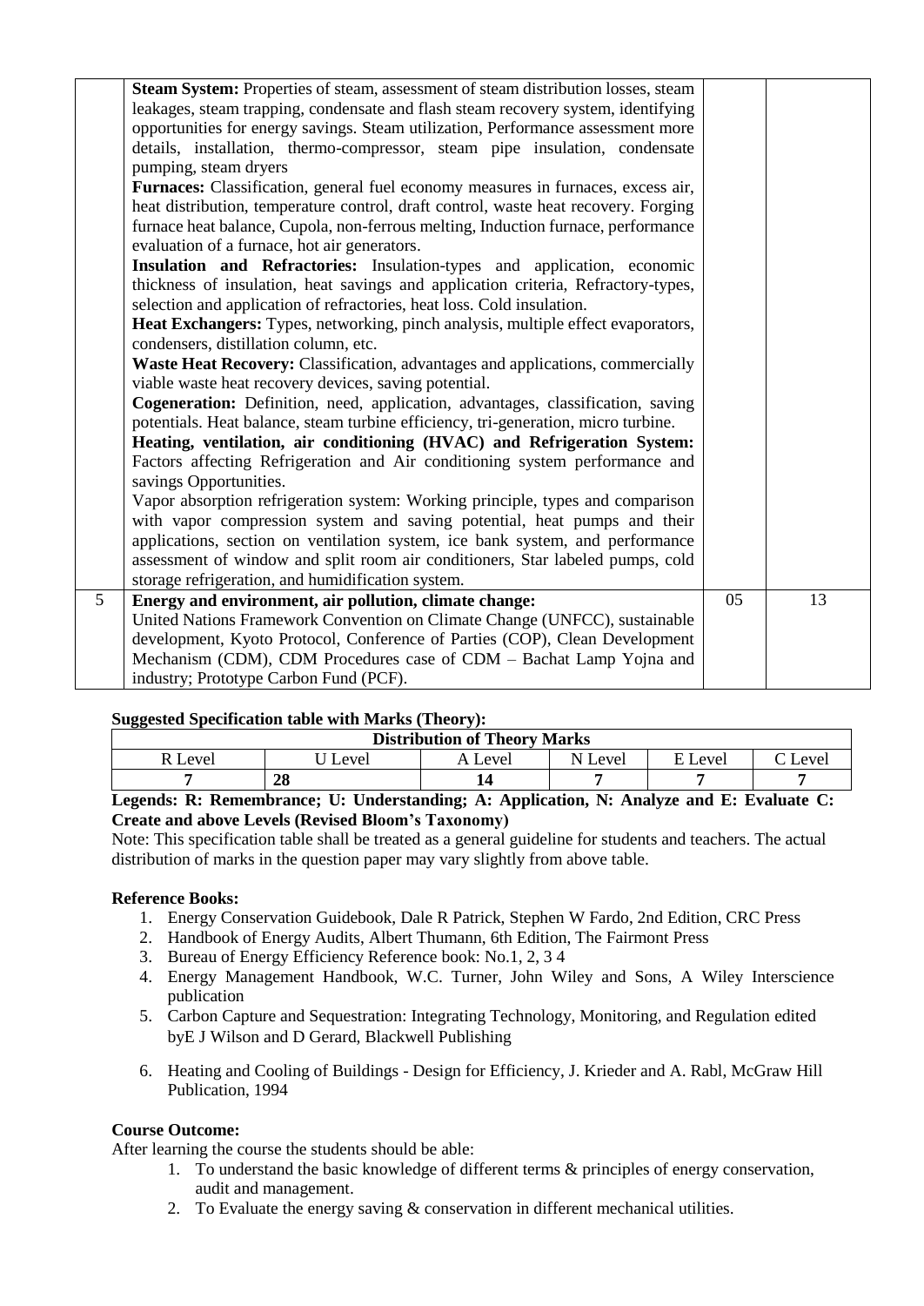| | | | |
|---|---|---|---|
| | **Steam System:** Properties of steam, assessment of steam distribution losses, steam leakages, steam trapping, condensate and flash steam recovery system, identifying opportunities for energy savings. Steam utilization, Performance assessment more details, installation, thermo-compressor, steam pipe insulation, condensate pumping, steam dryers<br>**Furnaces:** Classification, general fuel economy measures in furnaces, excess air, heat distribution, temperature control, draft control, waste heat recovery. Forging furnace heat balance, Cupola, non-ferrous melting, Induction furnace, performance evaluation of a furnace, hot air generators.<br>**Insulation and Refractories:** Insulation-types and application, economic thickness of insulation, heat savings and application criteria, Refractory-types, selection and application of refractories, heat loss. Cold insulation.<br>**Heat Exchangers:** Types, networking, pinch analysis, multiple effect evaporators, condensers, distillation column, etc.<br>**Waste Heat Recovery:** Classification, advantages and applications, commercially viable waste heat recovery devices, saving potential.<br>**Cogeneration:** Definition, need, application, advantages, classification, saving potentials. Heat balance, steam turbine efficiency, tri-generation, micro turbine.<br>**Heating, ventilation, air conditioning (HVAC) and Refrigeration System:** Factors affecting Refrigeration and Air conditioning system performance and savings Opportunities.<br>Vapor absorption refrigeration system: Working principle, types and comparison with vapor compression system and saving potential, heat pumps and their applications, section on ventilation system, ice bank system, and performance assessment of window and split room air conditioners, Star labeled pumps, cold storage refrigeration, and humidification system. | | |
| 5 | **Energy and environment, air pollution, climate change:**<br>United Nations Framework Convention on Climate Change (UNFCC), sustainable development, Kyoto Protocol, Conference of Parties (COP), Clean Development Mechanism (CDM), CDM Procedures case of CDM – Bachat Lamp Yojna and industry; Prototype Carbon Fund (PCF). | 05 | 13 |

**Suggested Specification table with Marks (Theory):**

| **Distribution of Theory Marks** | | | | | |
|---|---|---|---|---|---|
| R Level | U Level | A Level | N Level | E Level | C Level |
| **7** | **28** | **14** | **7** | **7** | **7** |

**Legends: R: Remembrance; U: Understanding; A: Application, N: Analyze and E: Evaluate C: Create and above Levels (Revised Bloom's Taxonomy)**

Note: This specification table shall be treated as a general guideline for students and teachers. The actual distribution of marks in the question paper may vary slightly from above table.

**Reference Books:**

1. Energy Conservation Guidebook, Dale R Patrick, Stephen W Fardo, 2nd Edition, CRC Press
2. Handbook of Energy Audits, Albert Thumann, 6th Edition, The Fairmont Press
3. Bureau of Energy Efficiency Reference book: No.1, 2, 3 4
4. Energy Management Handbook, W.C. Turner, John Wiley and Sons, A Wiley Interscience publication
5. Carbon Capture and Sequestration: Integrating Technology, Monitoring, and Regulation edited byE J Wilson and D Gerard, Blackwell Publishing
6. Heating and Cooling of Buildings - Design for Efficiency, J. Krieder and A. Rabl, McGraw Hill Publication, 1994

**Course Outcome:**

After learning the course the students should be able:

1. To understand the basic knowledge of different terms & principles of energy conservation, audit and management.
2. To Evaluate the energy saving & conservation in different mechanical utilities.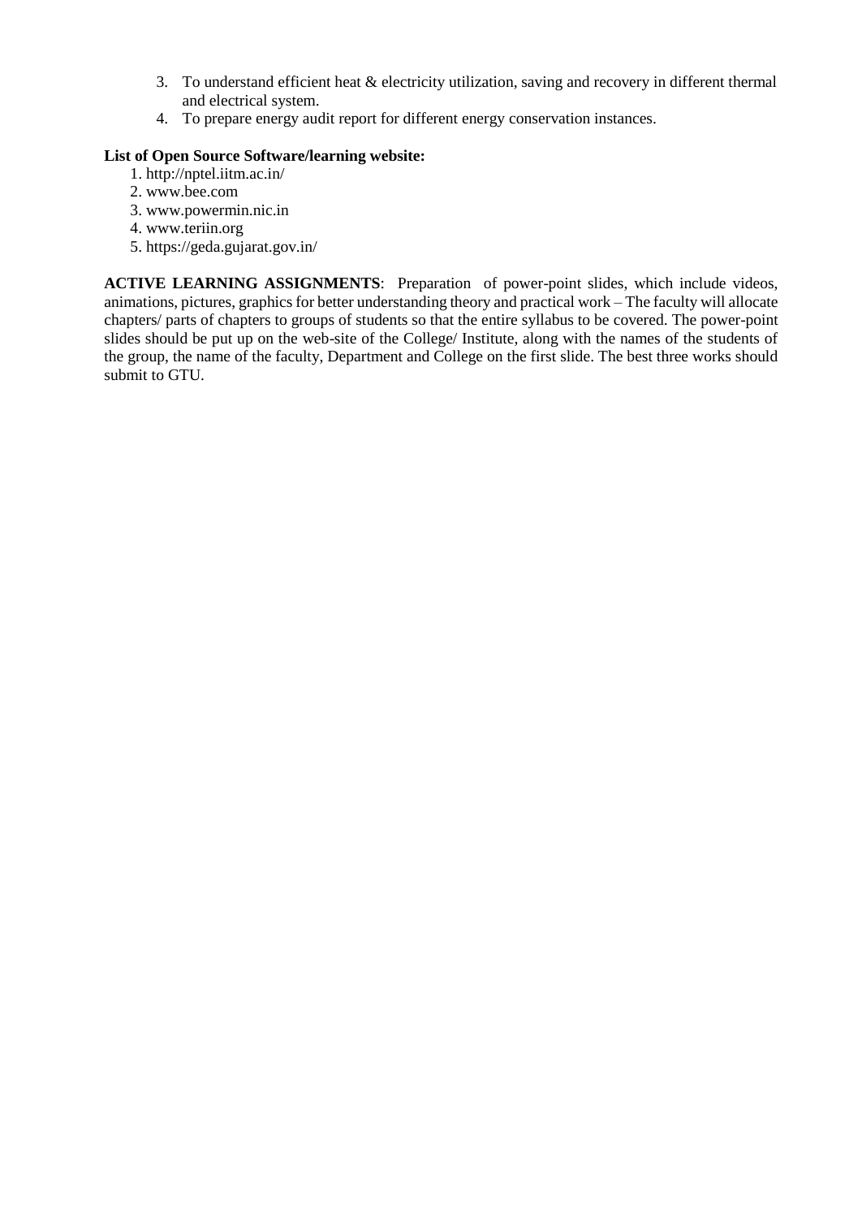3. To understand efficient heat & electricity utilization, saving and recovery in different thermal and electrical system.
4. To prepare energy audit report for different energy conservation instances.

**List of Open Source Software/learning website:**

1. http://nptel.iitm.ac.in/
2. www.bee.com
3. www.powermin.nic.in
4. www.teriin.org
5. https://geda.gujarat.gov.in/

**ACTIVE LEARNING ASSIGNMENTS**: Preparation of power-point slides, which include videos, animations, pictures, graphics for better understanding theory and practical work – The faculty will allocate chapters/ parts of chapters to groups of students so that the entire syllabus to be covered. The power-point slides should be put up on the web-site of the College/ Institute, along with the names of the students of the group, the name of the faculty, Department and College on the first slide. The best three works should submit to GTU.